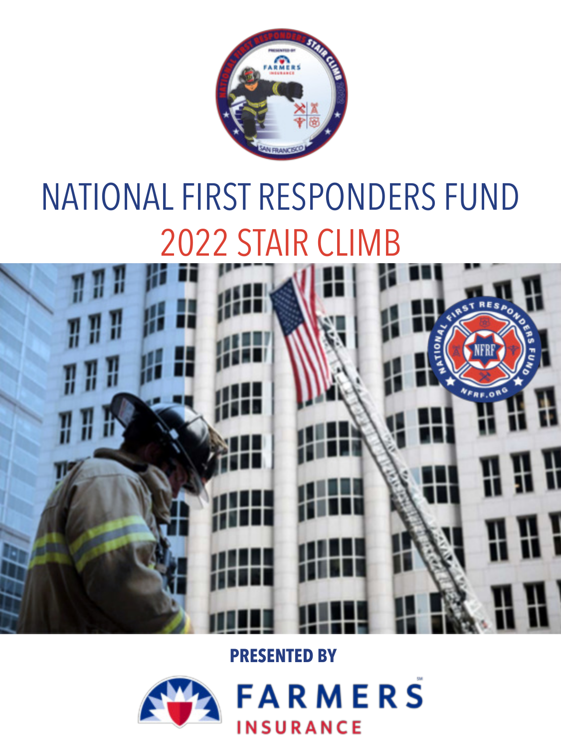# NATIONAL FIRST RESPONDERS FUND

## 2022 STAIR CLIMB

**PRESENTED BY**

FARMERS INSURANCE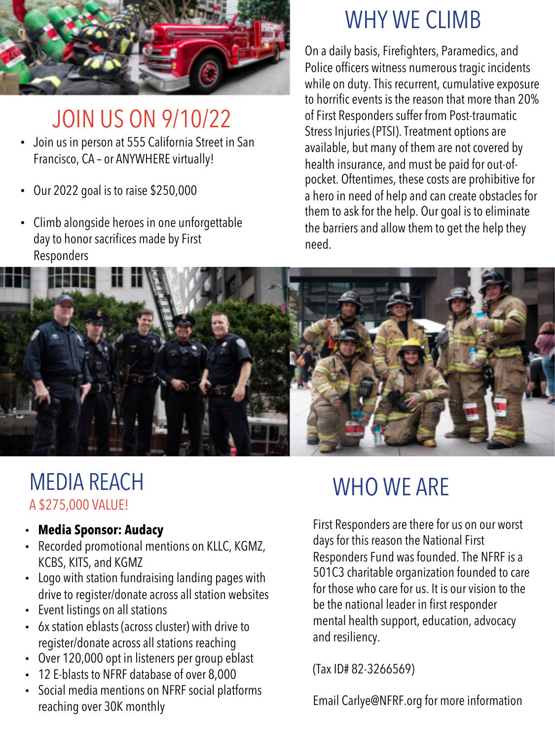## JOIN US ON 9/10/22

- Join us in person at 555 California Street in San Francisco, CA – or ANYWHERE virtually!
- Our 2022 goal is to raise $250,000
- Climb alongside heroes in one unforgettable day to honor sacrifices made by First Responders

## WHY WE CLIMB

On a daily basis, Firefighters, Paramedics, and Police officers witness numerous tragic incidents while on duty. This recurrent, cumulative exposure to horrific events is the reason that more than 20% of First Responders suffer from Post-traumatic Stress Injuries (PTSI). Treatment options are available, but many of them are not covered by health insurance, and must be paid for out-of-pocket. Oftentimes, these costs are prohibitive for a hero in need of help and can create obstacles for them to ask for the help. Our goal is to eliminate the barriers and allow them to get the help they need.

## MEDIA REACH

A $275,000 VALUE!

- **Media Sponsor: Audacy**
- Recorded promotional mentions on KLLC, KGMZ, KCBS, KITS, and KGMZ
- Logo with station fundraising landing pages with drive to register/donate across all station websites
- Event listings on all stations
- 6x station eblasts (across cluster) with drive to register/donate across all stations reaching
- Over 120,000 opt in listeners per group eblast
- 12 E-blasts to NFRF database of over 8,000
- Social media mentions on NFRF social platforms reaching over 30K monthly

## WHO WE ARE

First Responders are there for us on our worst days for this reason the National First Responders Fund was founded. The NFRF is a 501C3 charitable organization founded to care for those who care for us. It is our vision to the be the national leader in first responder mental health support, education, advocacy and resiliency.

(Tax ID# 82-3266569)

Email Carlye@NFRF.org for more information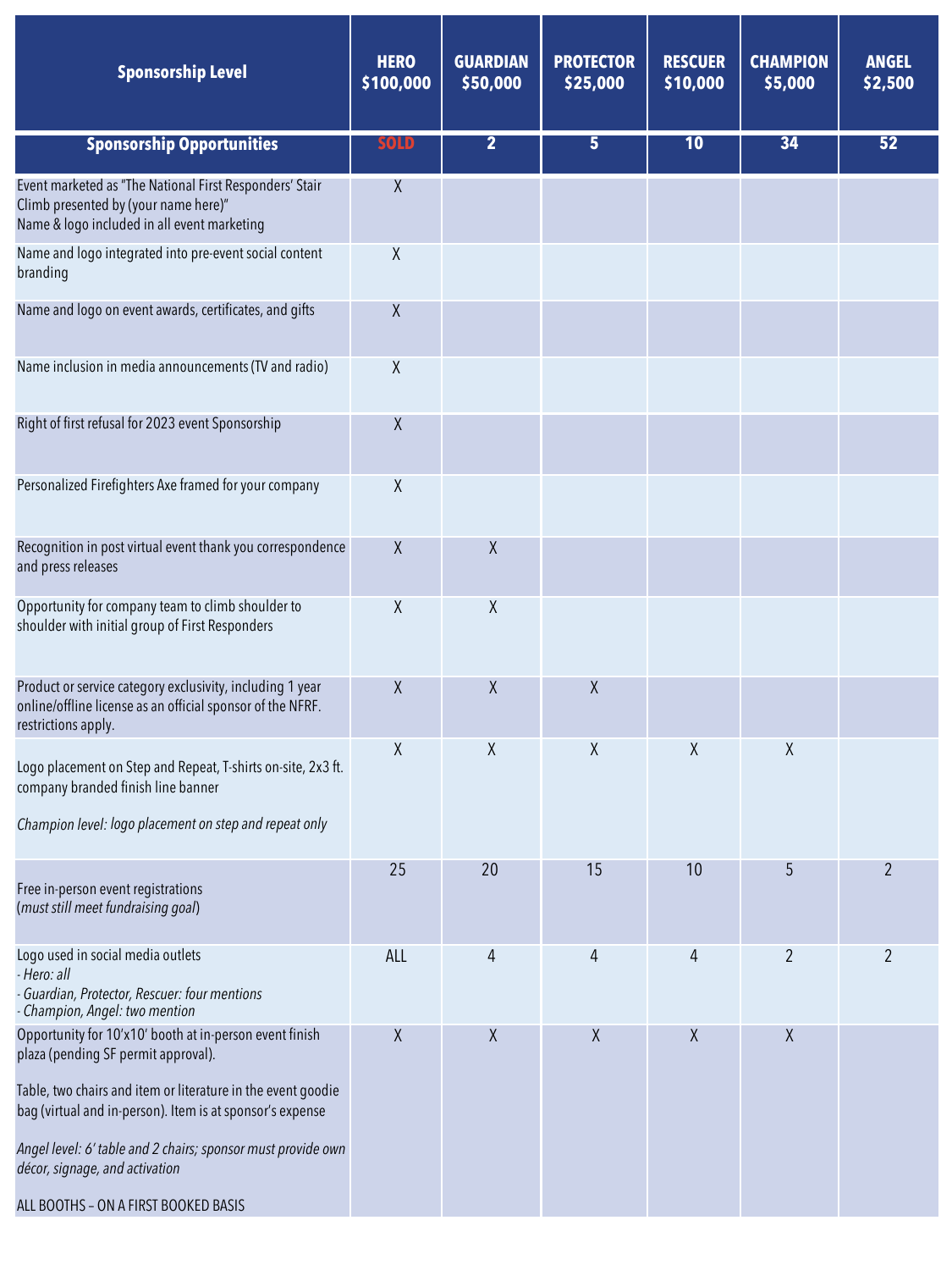| Sponsorship Level | HERO $100,000 | GUARDIAN $50,000 | PROTECTOR $25,000 | RESCUER $10,000 | CHAMPION $5,000 | ANGEL $2,500 |
|---|---|---|---|---|---|---|
| **Sponsorship Opportunities** | SOLD | 2 | 5 | 10 | 34 | 52 |
| Event marketed as "The National First Responders' Stair Climb presented by (your name here)"<br>Name & logo included in all event marketing | X | | | | | |
| Name and logo integrated into pre-event social content branding | X | | | | | |
| Name and logo on event awards, certificates, and gifts | X | | | | | |
| Name inclusion in media announcements (TV and radio) | X | | | | | |
| Right of first refusal for 2023 event Sponsorship | X | | | | | |
| Personalized Firefighters Axe framed for your company | X | | | | | |
| Recognition in post virtual event thank you correspondence and press releases | X | X | | | | |
| Opportunity for company team to climb shoulder to shoulder with initial group of First Responders | X | X | | | | |
| Product or service category exclusivity, including 1 year online/offline license as an official sponsor of the NFRF. restrictions apply. | X | X | X | | | |
| Logo placement on Step and Repeat, T-shirts on-site, 2x3 ft. company branded finish line banner<br><br>*Champion level: logo placement on step and repeat only* | X | X | X | X | X | |
| Free in-person event registrations<br>(*must still meet fundraising goal*) | 25 | 20 | 15 | 10 | 5 | 2 |
| Logo used in social media outlets<br>*- Hero: all*<br>*- Guardian, Protector, Rescuer: four mentions*<br>*- Champion, Angel: two mention* | ALL | 4 | 4 | 4 | 2 | 2 |
| Opportunity for 10'x10' booth at in-person event finish plaza (pending SF permit approval).<br><br>Table, two chairs and item or literature in the event goodie bag (virtual and in-person). Item is at sponsor's expense<br><br>*Angel level: 6' table and 2 chairs; sponsor must provide own décor, signage, and activation*<br><br>ALL BOOTHS – ON A FIRST BOOKED BASIS | X | X | X | X | X | |